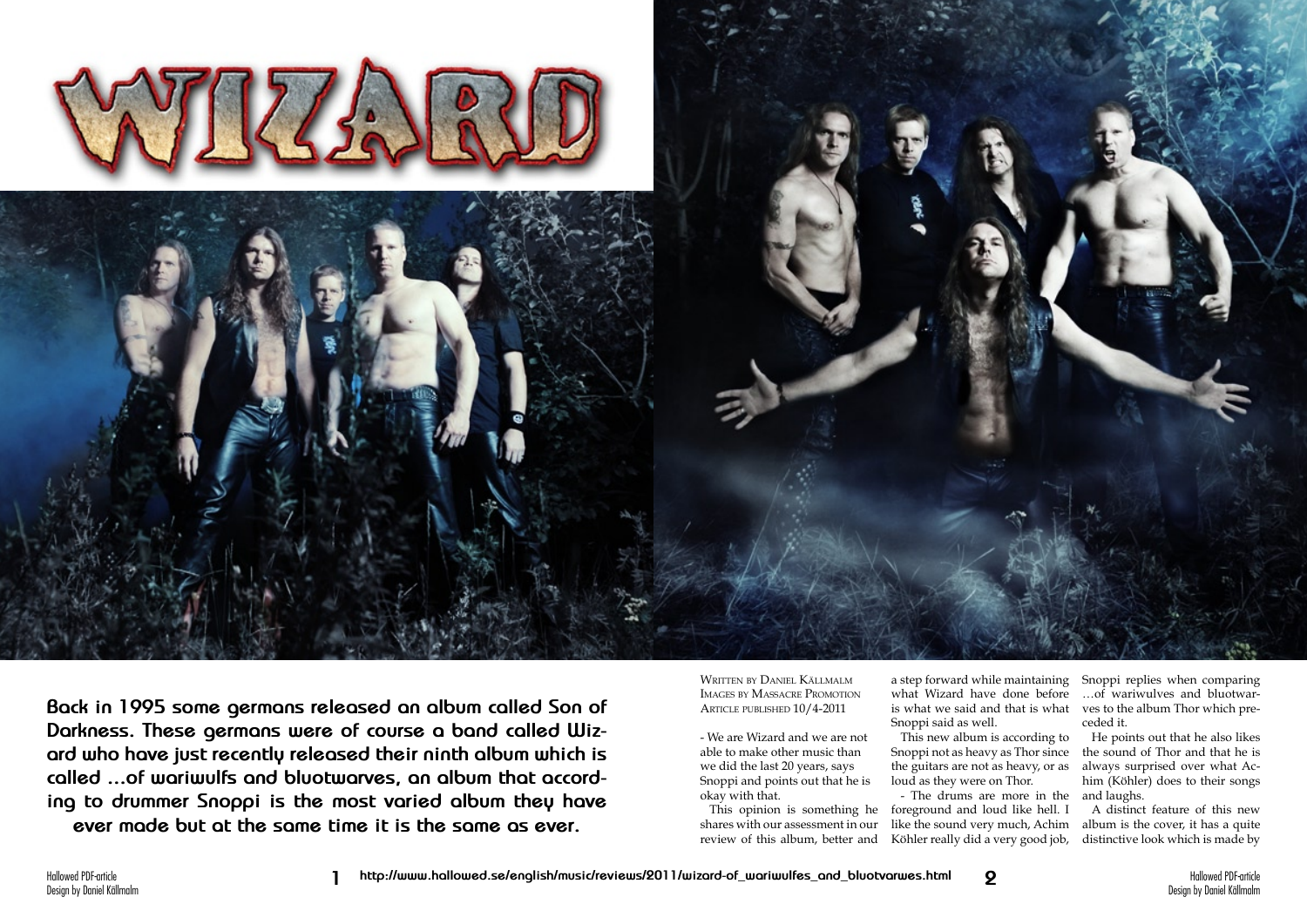# WIZARD

**Back in 1995 some germans released an album called Son of Darkness. These germans were of course a band called Wizard who have just recently released their ninth album which is called ...of wariwulfs and bluotwarves, an album that according to drummer Snoppi is the most varied album they have ever made but at the same time it is the same as ever.**

Written by Daniel Källmalm
Images by Massacre Promotion
Article published 10/4-2011

- We are Wizard and we are not able to make other music than we did the last 20 years, says Snoppi and points out that he is okay with that.

This opinion is something he shares with our assessment in our review of this album, better and a step forward while maintaining what Wizard have done before is what we said and that is what Snoppi said as well.

This new album is according to Snoppi not as heavy as Thor since the guitars are not as heavy, or as loud as they were on Thor.

- The drums are more in the foreground and loud like hell. I like the sound very much, Achim Köhler really did a very good job, Snoppi replies when comparing …of wariwulves and bluotwarves to the album Thor which preceded it.

He points out that he also likes the sound of Thor and that he is always surprised over what Achim (Köhler) does to their songs and laughs.

A distinct feature of this new album is the cover, it has a quite distinctive look which is made by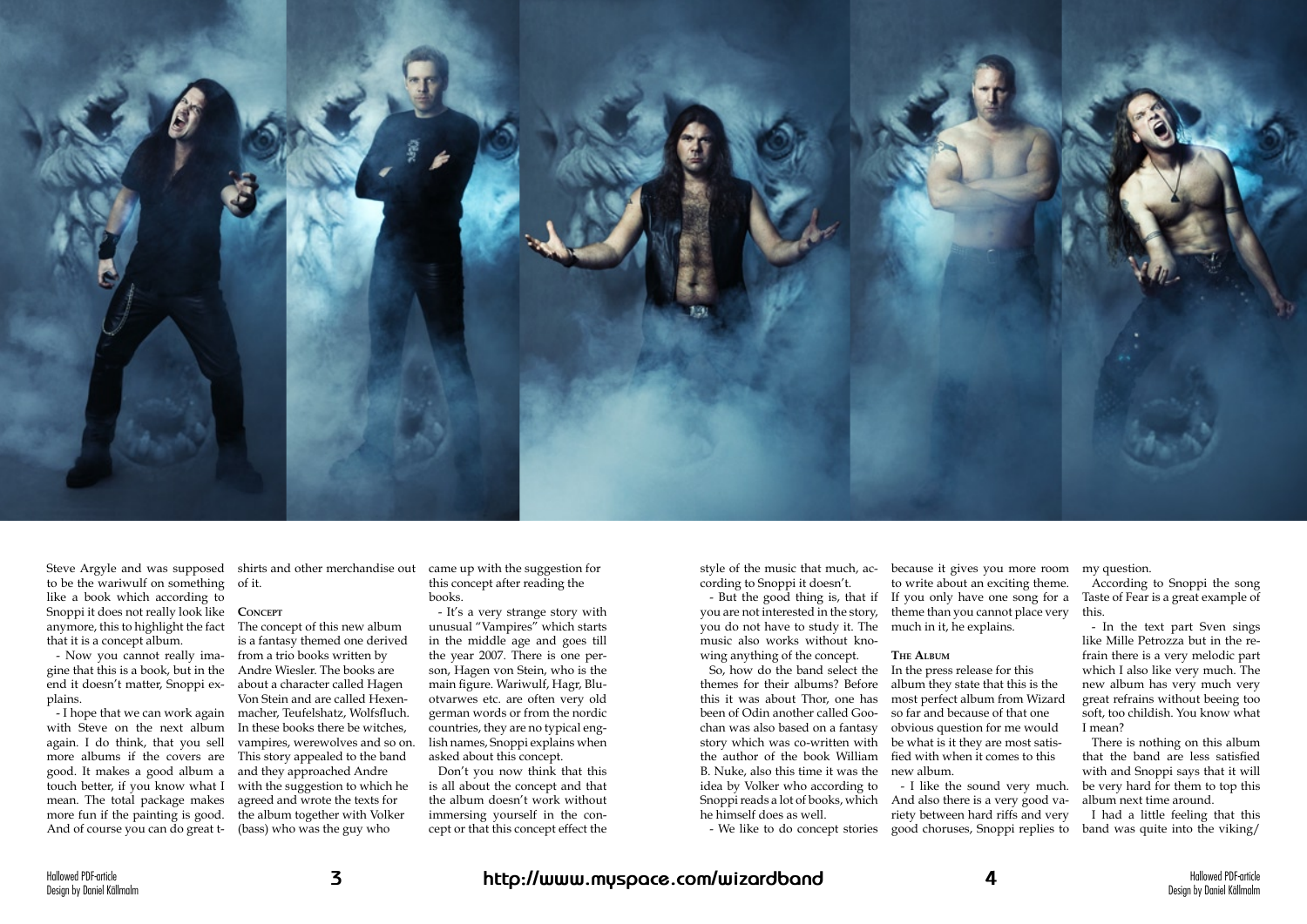Steve Argyle and was supposed to be the wariwulf on something like a book which according to Snoppi it does not really look like anymore, this to highlight the fact that it is a concept album.

- Now you cannot really imagine that this is a book, but in the end it doesn't matter, Snoppi explains.

- I hope that we can work again with Steve on the next album again. I do think, that you sell more albums if the covers are good. It makes a good album a touch better, if you know what I mean. The total package makes more fun if the painting is good. And of course you can do great t-shirts and other merchandise out of it.

### Concept

The concept of this new album is a fantasy themed one derived from a trio books written by Andre Wiesler. The books are about a character called Hagen Von Stein and are called Hexenmacher, Teufelshatz, Wolfsfluch. In these books there be witches, vampires, werewolves and so on. This story appealed to the band and they approached Andre with the suggestion to which he agreed and wrote the texts for the album together with Volker (bass) who was the guy who came up with the suggestion for this concept after reading the books.

- It's a very strange story with unusual "Vampires" which starts in the middle age and goes till the year 2007. There is one person, Hagen von Stein, who is the main figure. Wariwulf, Hagr, Bluotvarwes etc. are often very old german words or from the nordic countries, they are no typical english names, Snoppi explains when asked about this concept.

Don't you now think that this is all about the concept and that the album doesn't work without immersing yourself in the concept or that this concept effect the style of the music that much, according to Snoppi it doesn't.

- But the good thing is, that if you are not interested in the story, you do not have to study it. The music also works without knowing anything of the concept.

So, how do the band select the themes for their albums? Before this it was about Thor, one has been of Odin another called Goochan was also based on a fantasy story which was co-written with the author of the book William B. Nuke, also this time it was the idea by Volker who according to Snoppi reads a lot of books, which he himself does as well.

- We like to do concept stories because it gives you more room to write about an exciting theme. If you only have one song for a theme than you cannot place very much in it, he explains.

### The Album

In the press release for this album they state that this is the most perfect album from Wizard so far and because of that one obvious question for me would be what is it they are most satisfied with when it comes to this new album.

- I like the sound very much. And also there is a very good variety between hard riffs and very good choruses, Snoppi replies to my question.

According to Snoppi the song Taste of Fear is a great example of this.

- In the text part Sven sings like Mille Petrozza but in the refrain there is a very melodic part which I also like very much. The new album has very much very great refrains without beeing too soft, too childish. You know what I mean?

There is nothing on this album that the band are less satisfied with and Snoppi says that it will be very hard for them to top this album next time around.

I had a little feeling that this band was quite into the viking/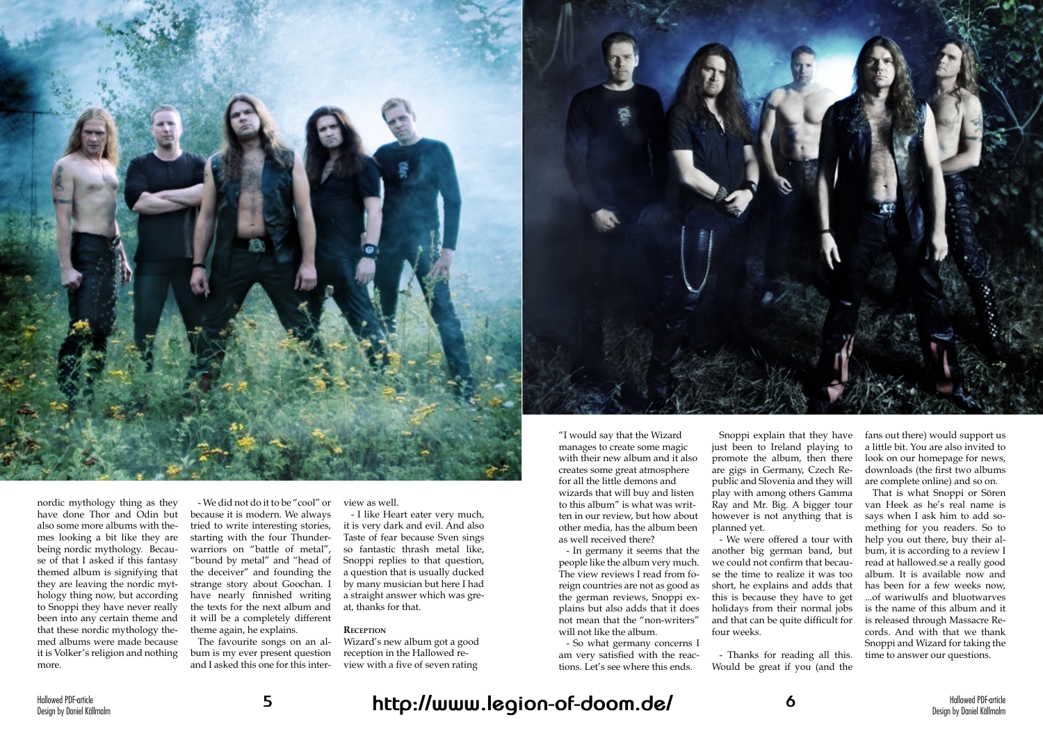nordic mythology thing as they have done Thor and Odin but also some more albums with themes looking a bit like they are being nordic mythology. Because of that I asked if this fantasy themed album is signifying that they are leaving the nordic mythology thing now, but according to Snoppi they have never really been into any certain theme and that these nordic mythology themed albums were made because it is Volker's religion and nothing more.

- We did not do it to be "cool" or because it is modern. We always tried to write interesting stories, starting with the four Thunderwarriors on "battle of metal", "bound by metal" and "head of the deceiver" and founding the strange story about Goochan. I have nearly finnished writing the texts for the next album and it will be a completely different theme again, he explains.

The favourite songs on an album is my ever present question and I asked this one for this interview as well.

- I like Heart eater very much, it is very dark and evil. And also Taste of fear because Sven sings so fantastic thrash metal like, Snoppi replies to that question, a question that is usually ducked by many musician but here I had a straight answer which was great, thanks for that.

**Reception**

Wizard's new album got a good reception in the Hallowed review with a five of seven rating "I would say that the Wizard manages to create some magic with their new album and it also creates some great atmosphere for all the little demons and wizards that will buy and listen to this album" is what was written in our review, but how about other media, has the album been as well received there?

- In germany it seems that the people like the album very much. The view reviews I read from foreign countries are not as good as the german reviews, Snoppi explains but also adds that it does not mean that the "non-writers" will not like the album.

- So what germany concerns I am very satisfied with the reactions. Let's see where this ends.

Snoppi explain that they have just been to Ireland playing to promote the album, then there are gigs in Germany, Czech Republic and Slovenia and they will play with among others Gamma Ray and Mr. Big. A bigger tour however is not anything that is planned yet.

- We were offered a tour with another big german band, but we could not confirm that because the time to realize it was too short, he explains and adds that this is because they have to get holidays from their normal jobs and that can be quite difficult for four weeks.

- Thanks for reading all this. Would be great if you (and the fans out there) would support us a little bit. You are also invited to look on our homepage for news, downloads (the first two albums are complete online) and so on.

That is what Snoppi or Sören van Heek as he's real name is says when I ask him to add something for you readers. So to help you out there, buy their album, it is according to a review I read at hallowed.se a really good album. It is available now and has been for a few weeks now, ...of wariwulfs and bluotwarves is the name of this album and it is released through Massacre Records. And with that we thank Snoppi and Wizard for taking the time to answer our questions.

http://www.legion-of-doom.de/